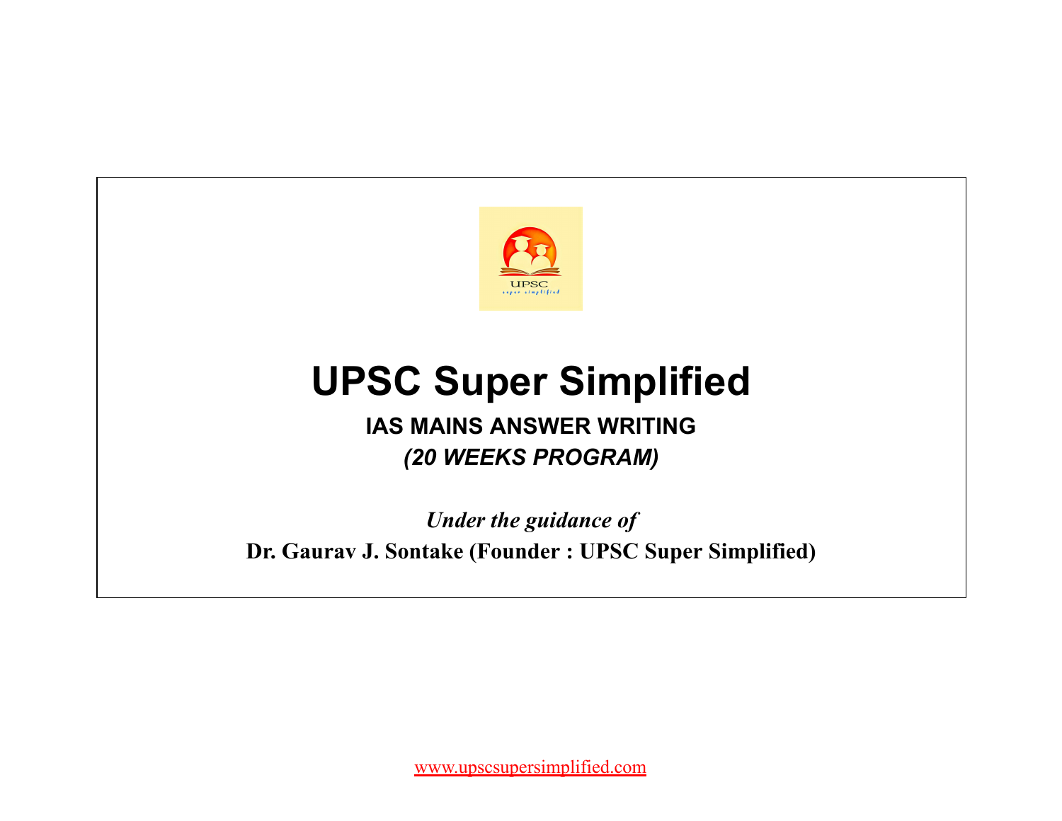# UPSC Super Simplified

**IAS MAINS ANSWER WRITING**

***(20 WEEKS PROGRAM)***

*Under the guidance of*

**Dr. Gaurav J. Sontake (Founder : UPSC Super Simplified)**

www.upscsupersimplified.com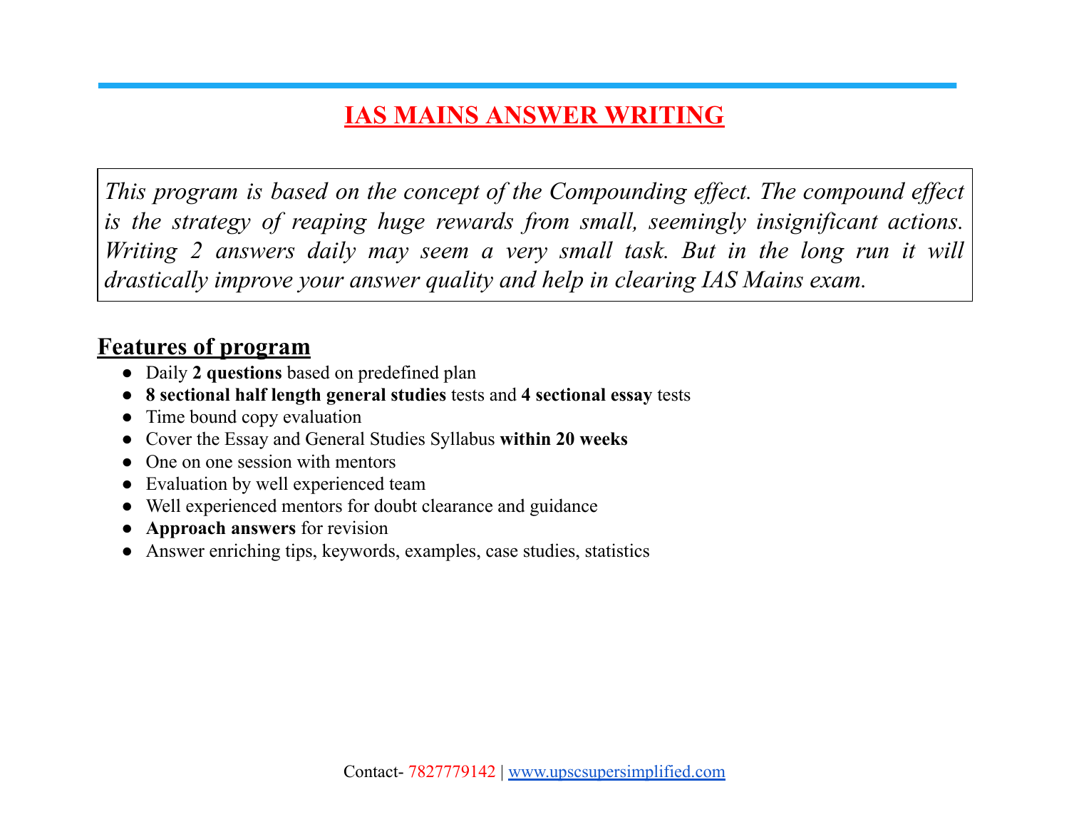# IAS MAINS ANSWER WRITING

*This program is based on the concept of the Compounding effect. The compound effect is the strategy of reaping huge rewards from small, seemingly insignificant actions. Writing 2 answers daily may seem a very small task. But in the long run it will drastically improve your answer quality and help in clearing IAS Mains exam.*

## Features of program

- Daily **2 questions** based on predefined plan
- **8 sectional half length general studies** tests and **4 sectional essay** tests
- Time bound copy evaluation
- Cover the Essay and General Studies Syllabus **within 20 weeks**
- One on one session with mentors
- Evaluation by well experienced team
- Well experienced mentors for doubt clearance and guidance
- **Approach answers** for revision
- Answer enriching tips, keywords, examples, case studies, statistics

Contact- 7827779142 | [www.upscsupersimplified.com](http://www.upscsupersimplified.com)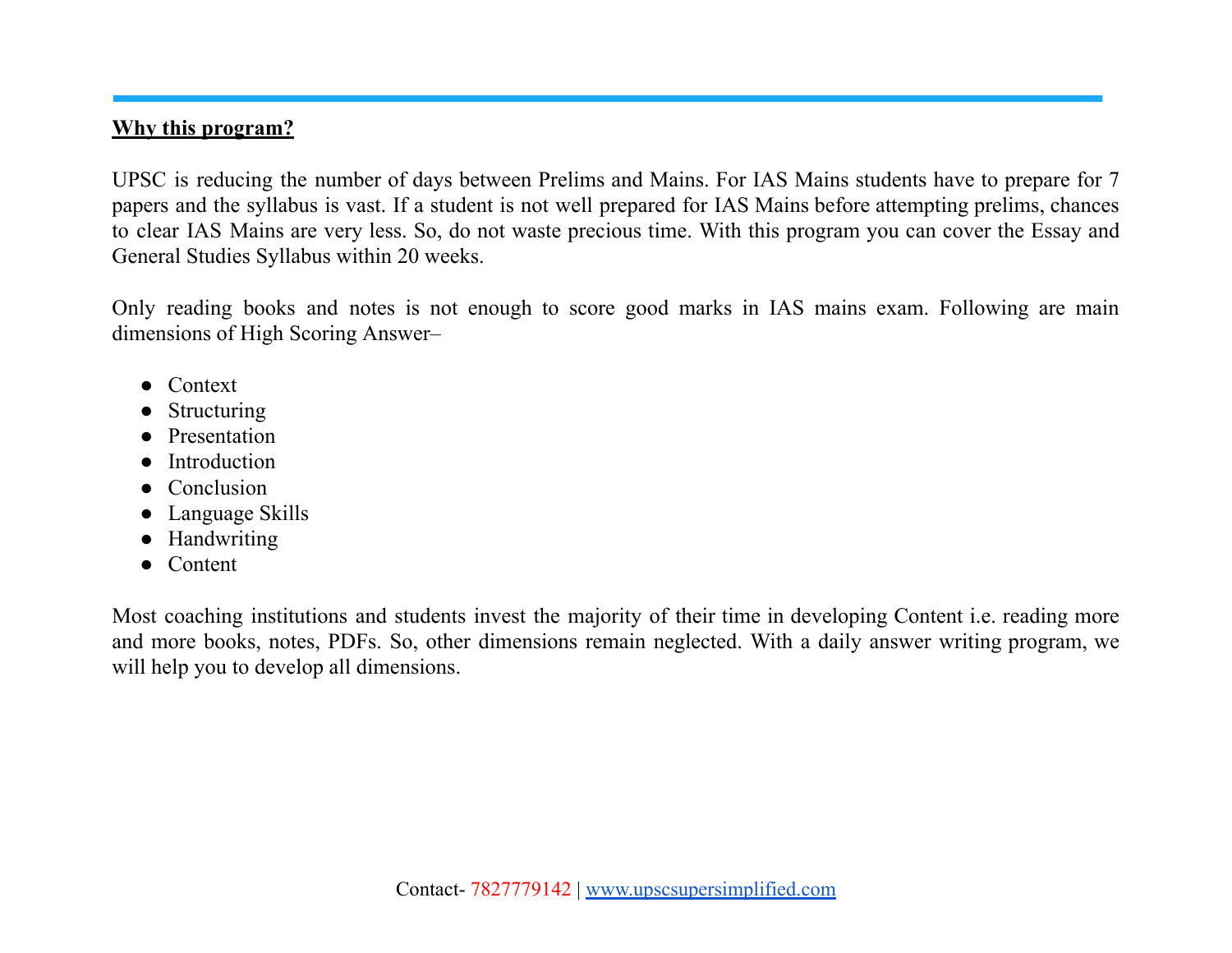**Why this program?**

UPSC is reducing the number of days between Prelims and Mains. For IAS Mains students have to prepare for 7 papers and the syllabus is vast. If a student is not well prepared for IAS Mains before attempting prelims, chances to clear IAS Mains are very less. So, do not waste precious time. With this program you can cover the Essay and General Studies Syllabus within 20 weeks.

Only reading books and notes is not enough to score good marks in IAS mains exam. Following are main dimensions of High Scoring Answer–

- Context
- Structuring
- Presentation
- Introduction
- Conclusion
- Language Skills
- Handwriting
- Content

Most coaching institutions and students invest the majority of their time in developing Content i.e. reading more and more books, notes, PDFs. So, other dimensions remain neglected. With a daily answer writing program, we will help you to develop all dimensions.

Contact- 7827779142 | www.upscsupersimplified.com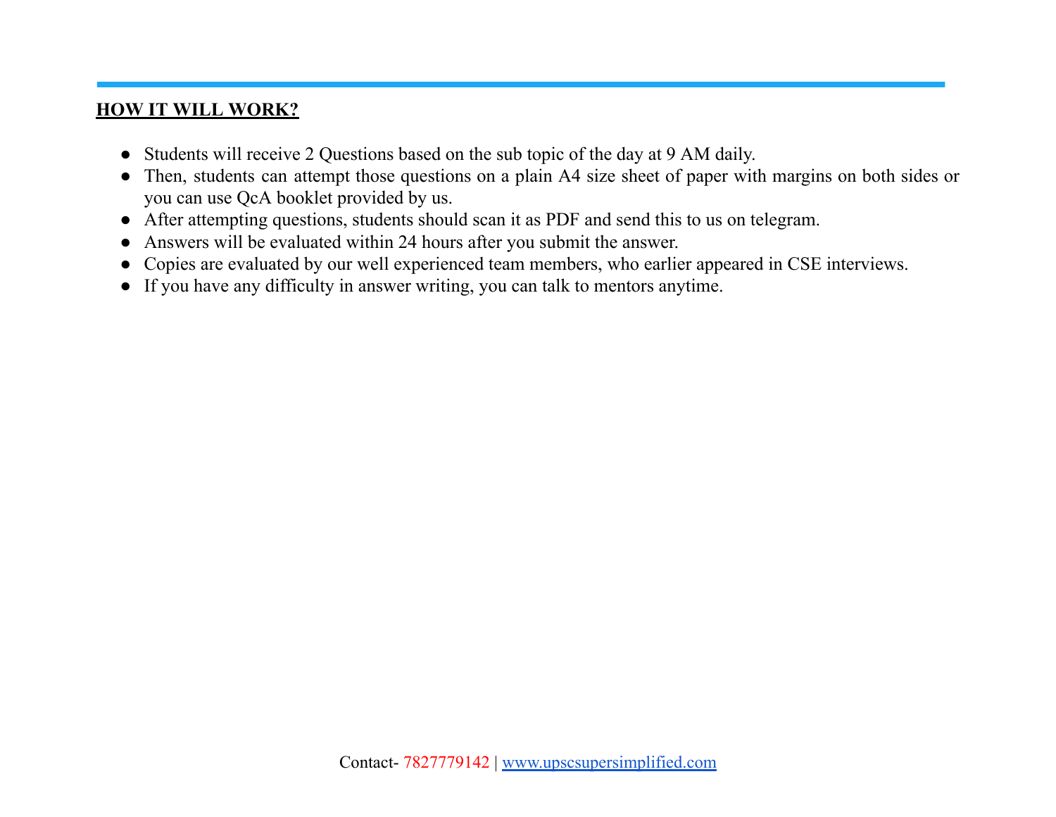## HOW IT WILL WORK?

- Students will receive 2 Questions based on the sub topic of the day at 9 AM daily.
- Then, students can attempt those questions on a plain A4 size sheet of paper with margins on both sides or you can use QcA booklet provided by us.
- After attempting questions, students should scan it as PDF and send this to us on telegram.
- Answers will be evaluated within 24 hours after you submit the answer.
- Copies are evaluated by our well experienced team members, who earlier appeared in CSE interviews.
- If you have any difficulty in answer writing, you can talk to mentors anytime.

Contact- 7827779142 | www.upscsupersimplified.com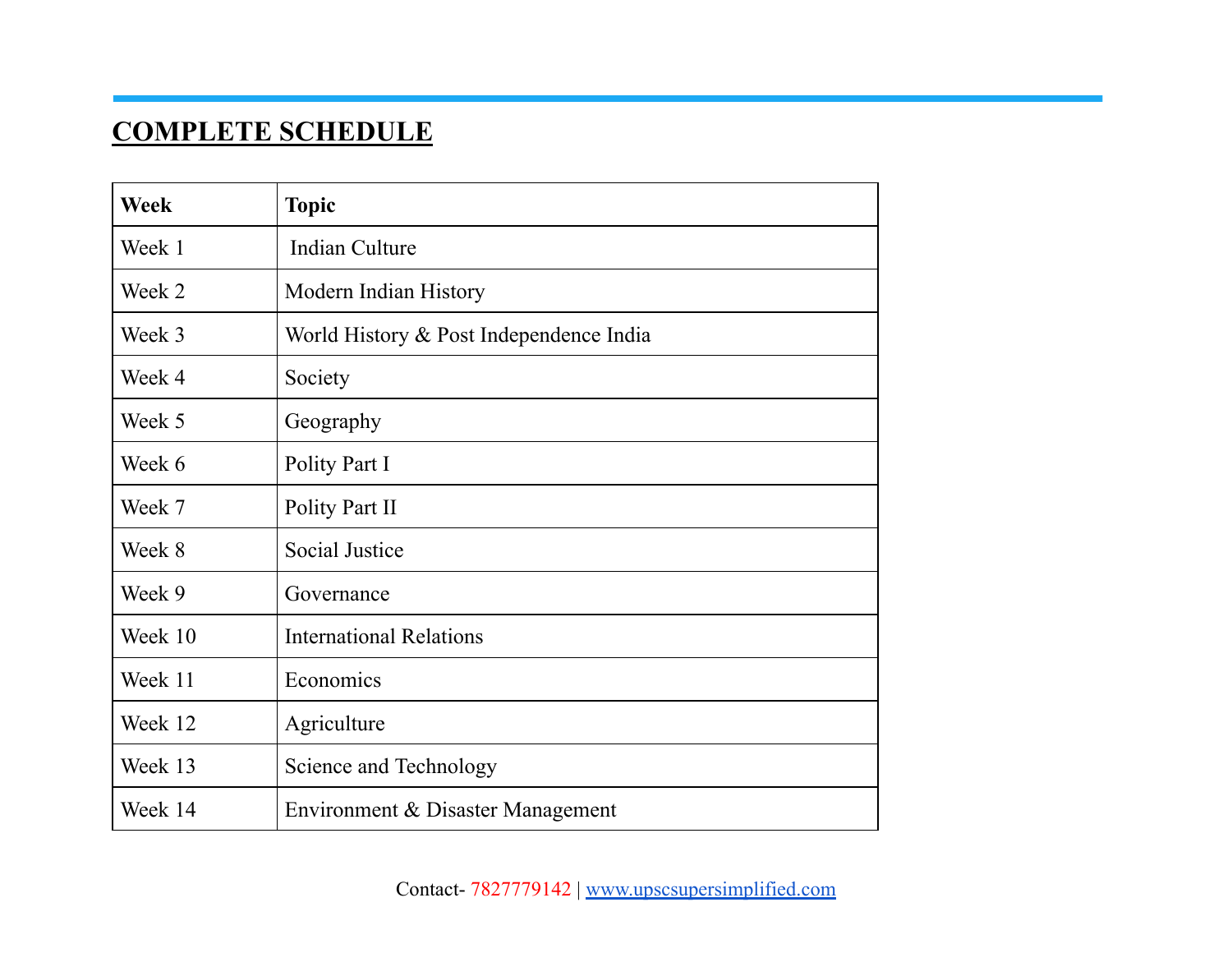## COMPLETE SCHEDULE

| Week | Topic |
| --- | --- |
| Week 1 | Indian Culture |
| Week 2 | Modern Indian History |
| Week 3 | World History & Post Independence India |
| Week 4 | Society |
| Week 5 | Geography |
| Week 6 | Polity Part I |
| Week 7 | Polity Part II |
| Week 8 | Social Justice |
| Week 9 | Governance |
| Week 10 | International Relations |
| Week 11 | Economics |
| Week 12 | Agriculture |
| Week 13 | Science and Technology |
| Week 14 | Environment & Disaster Management |

Contact- 7827779142 | www.upscsupersimplified.com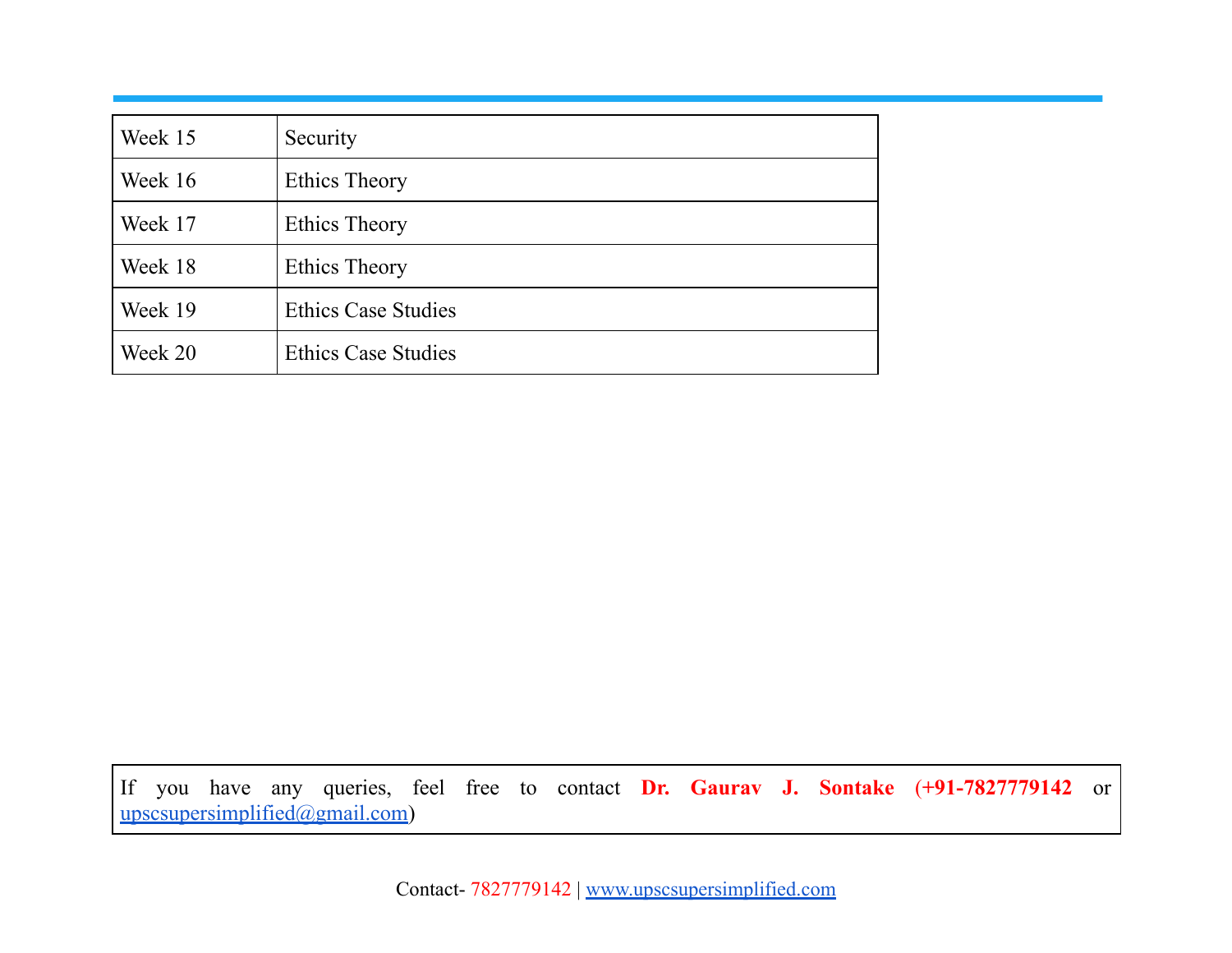| | |
|---|---|
| Week 15 | Security |
| Week 16 | Ethics Theory |
| Week 17 | Ethics Theory |
| Week 18 | Ethics Theory |
| Week 19 | Ethics Case Studies |
| Week 20 | Ethics Case Studies |

If you have any queries, feel free to contact **Dr. Gaurav J. Sontake (+91-7827779142** or [upscsupersimplified@gmail.com](mailto:upscsupersimplified@gmail.com))